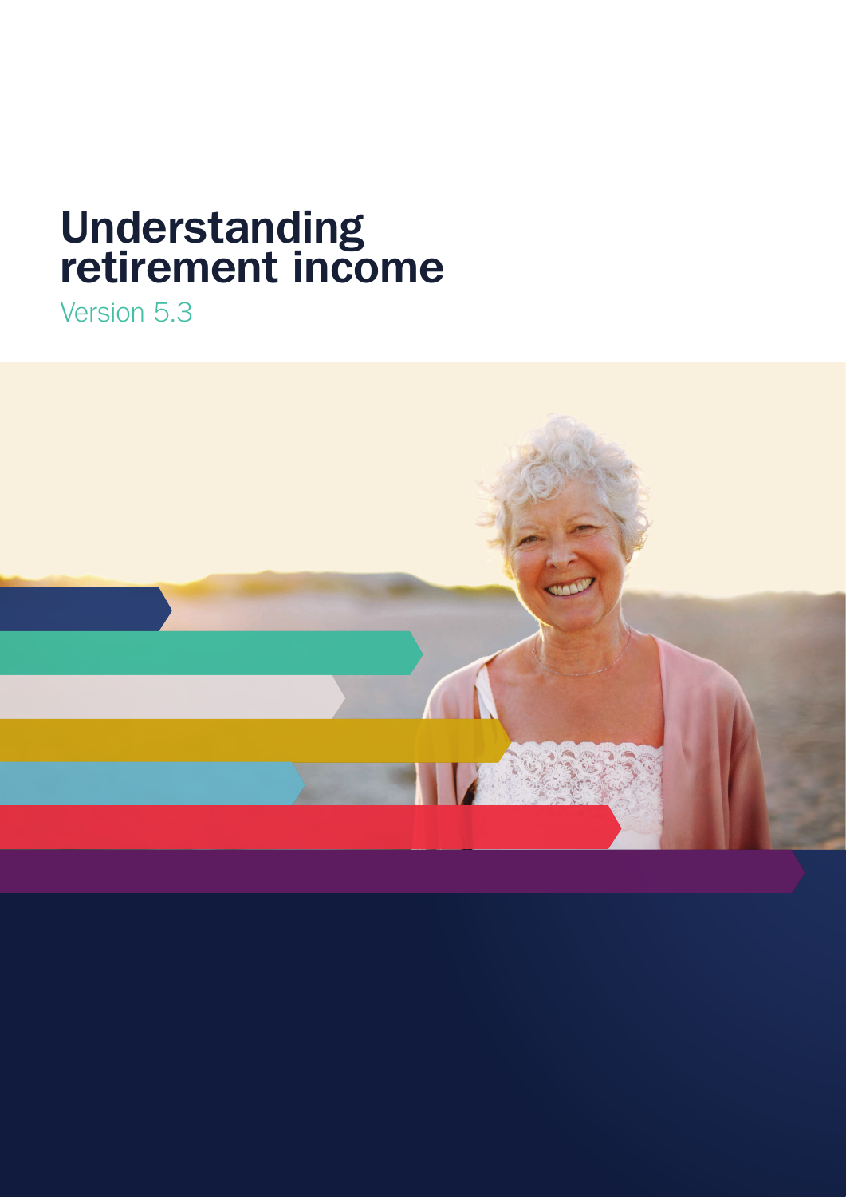# Understanding retirement income

Version 5.3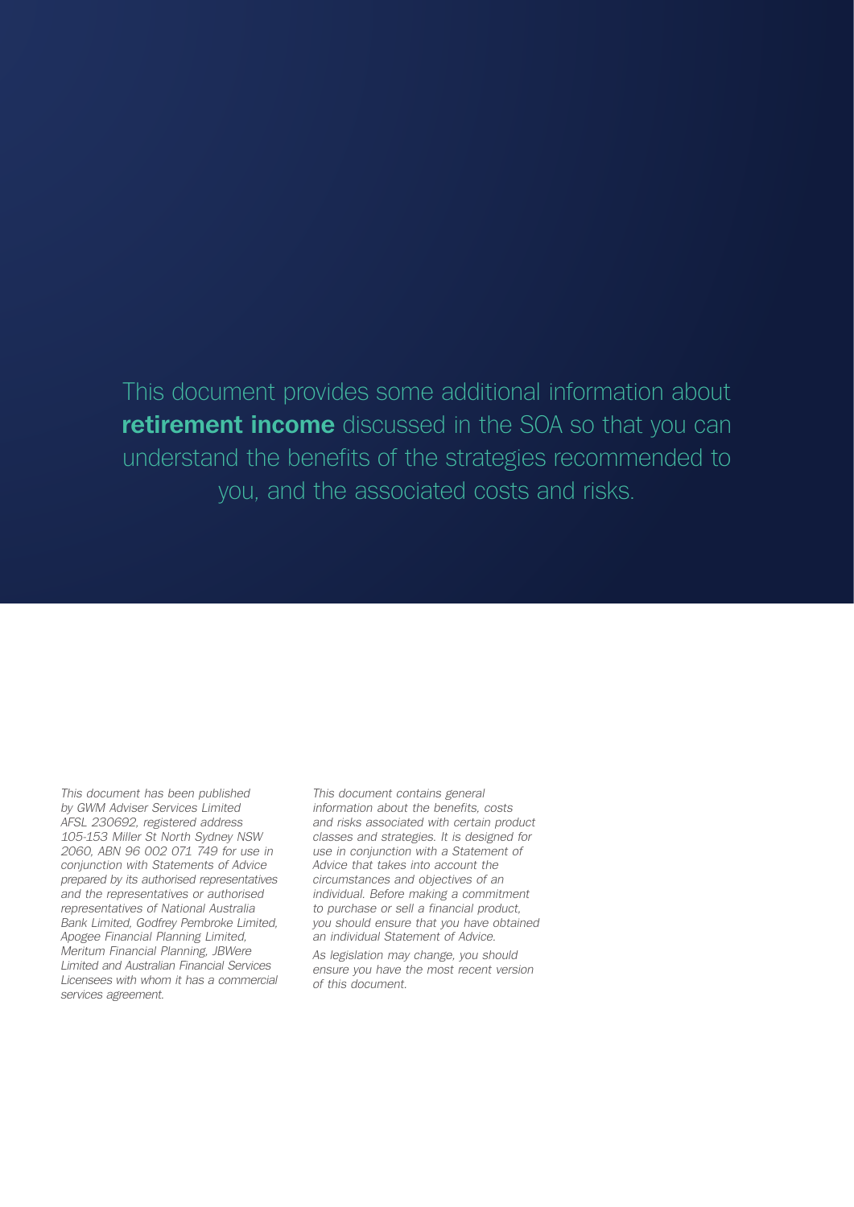This document provides some additional information about **retirement income** discussed in the SOA so that you can understand the benefits of the strategies recommended to you, and the associated costs and risks.

*This document has been published by GWM Adviser Services Limited AFSL 230692, registered address 105-153 Miller St North Sydney NSW 2060, ABN 96 002 071 749 for use in conjunction with Statements of Advice prepared by its authorised representatives and the representatives or authorised representatives of National Australia Bank Limited, Godfrey Pembroke Limited, Apogee Financial Planning Limited, Meritum Financial Planning, JBWere Limited and Australian Financial Services Licensees with whom it has a commercial services agreement.*

*This document contains general information about the benefits, costs and risks associated with certain product classes and strategies. It is designed for use in conjunction with a Statement of Advice that takes into account the circumstances and objectives of an individual. Before making a commitment to purchase or sell a financial product, you should ensure that you have obtained an individual Statement of Advice.*

*As legislation may change, you should ensure you have the most recent version of this document.*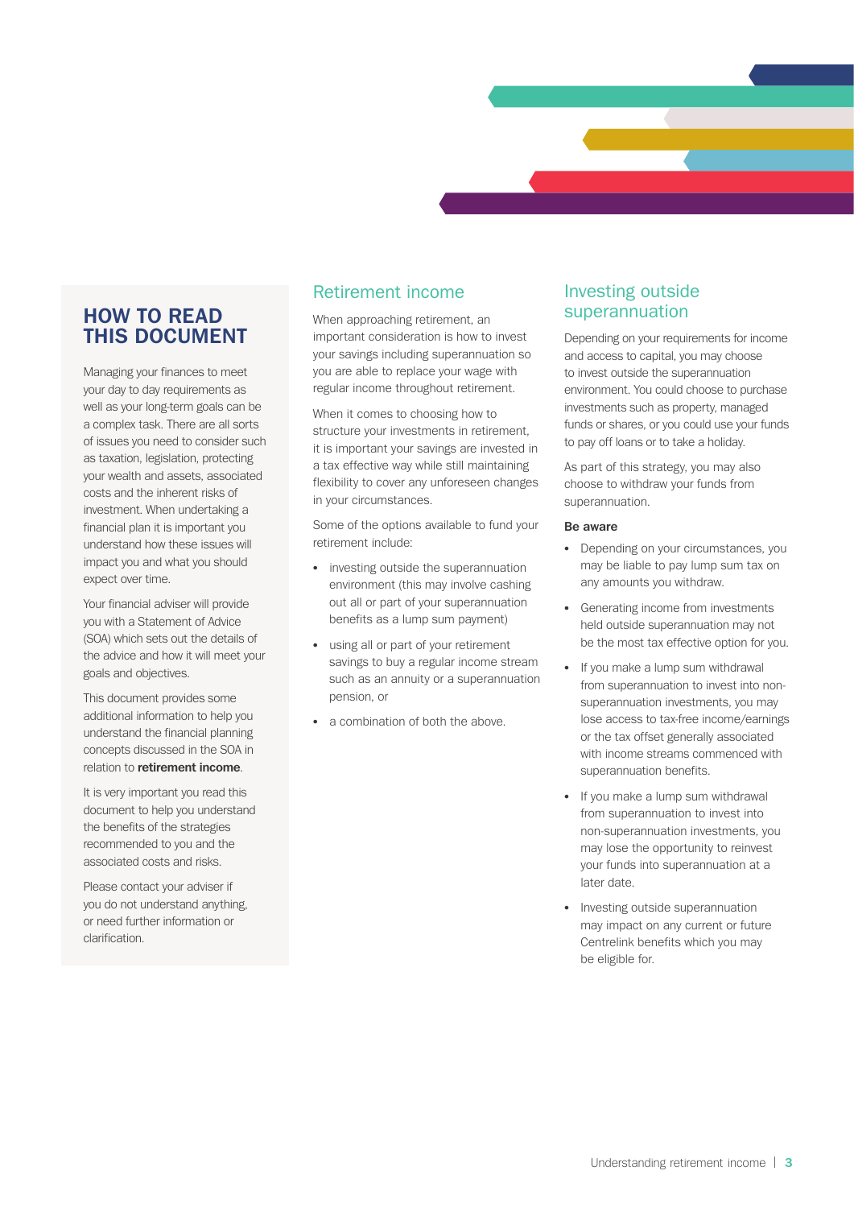## HOW TO READ THIS DOCUMENT

Managing your finances to meet your day to day requirements as well as your long-term goals can be a complex task. There are all sorts of issues you need to consider such as taxation, legislation, protecting your wealth and assets, associated costs and the inherent risks of investment. When undertaking a financial plan it is important you understand how these issues will impact you and what you should expect over time.

Your financial adviser will provide you with a Statement of Advice (SOA) which sets out the details of the advice and how it will meet your goals and objectives.

This document provides some additional information to help you understand the financial planning concepts discussed in the SOA in relation to **retirement income**.

It is very important you read this document to help you understand the benefits of the strategies recommended to you and the associated costs and risks.

Please contact your adviser if you do not understand anything, or need further information or clarification.

## Retirement income

When approaching retirement, an important consideration is how to invest your savings including superannuation so you are able to replace your wage with regular income throughout retirement.

When it comes to choosing how to structure your investments in retirement, it is important your savings are invested in a tax effective way while still maintaining flexibility to cover any unforeseen changes in your circumstances.

Some of the options available to fund your retirement include:

- investing outside the superannuation environment (this may involve cashing out all or part of your superannuation benefits as a lump sum payment)
- using all or part of your retirement savings to buy a regular income stream such as an annuity or a superannuation pension, or
- a combination of both the above.

## Investing outside superannuation

Depending on your requirements for income and access to capital, you may choose to invest outside the superannuation environment. You could choose to purchase investments such as property, managed funds or shares, or you could use your funds to pay off loans or to take a holiday.

As part of this strategy, you may also choose to withdraw your funds from superannuation.

**Be aware**

- Depending on your circumstances, you may be liable to pay lump sum tax on any amounts you withdraw.
- Generating income from investments held outside superannuation may not be the most tax effective option for you.
- If you make a lump sum withdrawal from superannuation to invest into non-superannuation investments, you may lose access to tax-free income/earnings or the tax offset generally associated with income streams commenced with superannuation benefits.
- If you make a lump sum withdrawal from superannuation to invest into non-superannuation investments, you may lose the opportunity to reinvest your funds into superannuation at a later date.
- Investing outside superannuation may impact on any current or future Centrelink benefits which you may be eligible for.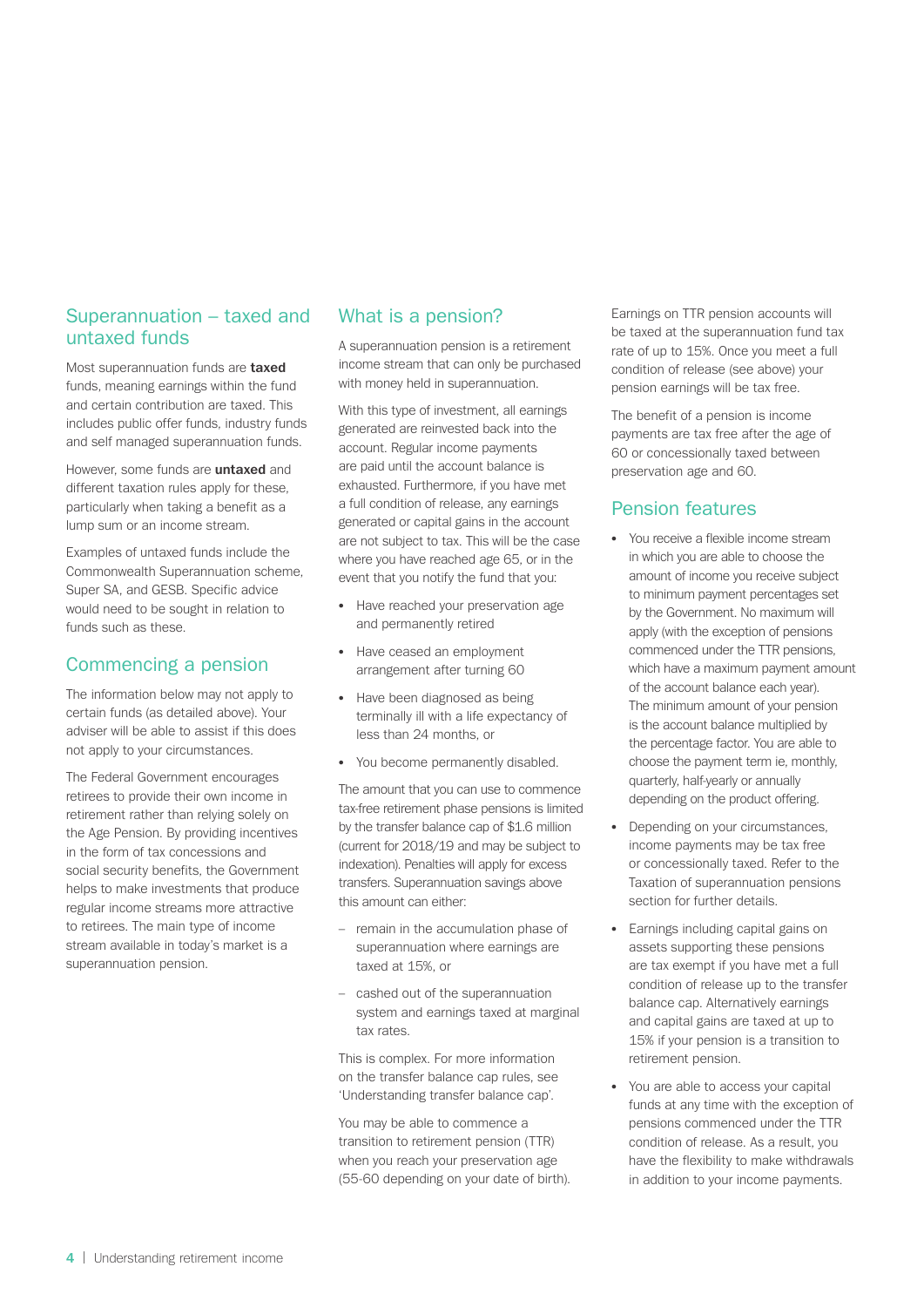## Superannuation – taxed and untaxed funds

Most superannuation funds are **taxed** funds, meaning earnings within the fund and certain contribution are taxed. This includes public offer funds, industry funds and self managed superannuation funds.

However, some funds are **untaxed** and different taxation rules apply for these, particularly when taking a benefit as a lump sum or an income stream.

Examples of untaxed funds include the Commonwealth Superannuation scheme, Super SA, and GESB. Specific advice would need to be sought in relation to funds such as these.

## Commencing a pension

The information below may not apply to certain funds (as detailed above). Your adviser will be able to assist if this does not apply to your circumstances.

The Federal Government encourages retirees to provide their own income in retirement rather than relying solely on the Age Pension. By providing incentives in the form of tax concessions and social security benefits, the Government helps to make investments that produce regular income streams more attractive to retirees. The main type of income stream available in today's market is a superannuation pension.

## What is a pension?

A superannuation pension is a retirement income stream that can only be purchased with money held in superannuation.

With this type of investment, all earnings generated are reinvested back into the account. Regular income payments are paid until the account balance is exhausted. Furthermore, if you have met a full condition of release, any earnings generated or capital gains in the account are not subject to tax. This will be the case where you have reached age 65, or in the event that you notify the fund that you:

- Have reached your preservation age and permanently retired
- Have ceased an employment arrangement after turning 60
- Have been diagnosed as being terminally ill with a life expectancy of less than 24 months, or
- You become permanently disabled.

The amount that you can use to commence tax-free retirement phase pensions is limited by the transfer balance cap of $1.6 million (current for 2018/19 and may be subject to indexation). Penalties will apply for excess transfers. Superannuation savings above this amount can either:

- remain in the accumulation phase of superannuation where earnings are taxed at 15%, or
- cashed out of the superannuation system and earnings taxed at marginal tax rates.

This is complex. For more information on the transfer balance cap rules, see 'Understanding transfer balance cap'.

You may be able to commence a transition to retirement pension (TTR) when you reach your preservation age (55-60 depending on your date of birth).

Earnings on TTR pension accounts will be taxed at the superannuation fund tax rate of up to 15%. Once you meet a full condition of release (see above) your pension earnings will be tax free.

The benefit of a pension is income payments are tax free after the age of 60 or concessionally taxed between preservation age and 60.

## Pension features

- You receive a flexible income stream in which you are able to choose the amount of income you receive subject to minimum payment percentages set by the Government. No maximum will apply (with the exception of pensions commenced under the TTR pensions, which have a maximum payment amount of the account balance each year). The minimum amount of your pension is the account balance multiplied by the percentage factor. You are able to choose the payment term ie, monthly, quarterly, half-yearly or annually depending on the product offering.
- Depending on your circumstances, income payments may be tax free or concessionally taxed. Refer to the Taxation of superannuation pensions section for further details.
- Earnings including capital gains on assets supporting these pensions are tax exempt if you have met a full condition of release up to the transfer balance cap. Alternatively earnings and capital gains are taxed at up to 15% if your pension is a transition to retirement pension.
- You are able to access your capital funds at any time with the exception of pensions commenced under the TTR condition of release. As a result, you have the flexibility to make withdrawals in addition to your income payments.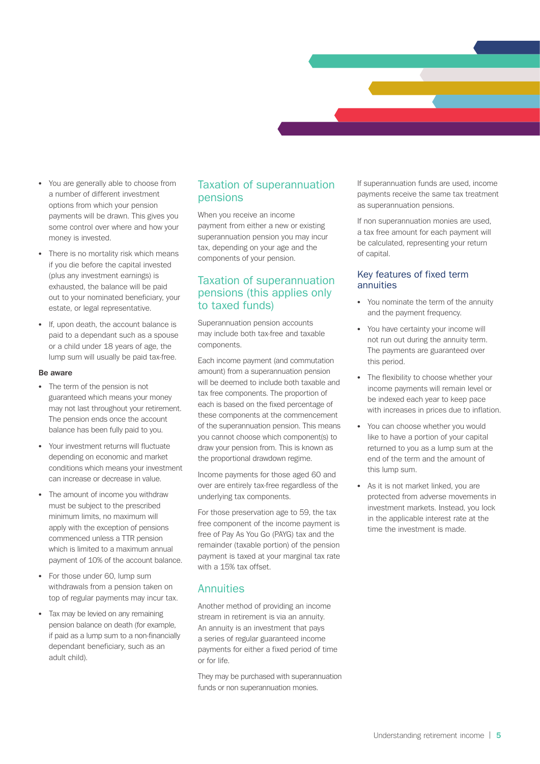- You are generally able to choose from a number of different investment options from which your pension payments will be drawn. This gives you some control over where and how your money is invested.
- There is no mortality risk which means if you die before the capital invested (plus any investment earnings) is exhausted, the balance will be paid out to your nominated beneficiary, your estate, or legal representative.
- If, upon death, the account balance is paid to a dependant such as a spouse or a child under 18 years of age, the lump sum will usually be paid tax-free.

**Be aware**

- The term of the pension is not guaranteed which means your money may not last throughout your retirement. The pension ends once the account balance has been fully paid to you.
- Your investment returns will fluctuate depending on economic and market conditions which means your investment can increase or decrease in value.
- The amount of income you withdraw must be subject to the prescribed minimum limits, no maximum will apply with the exception of pensions commenced unless a TTR pension which is limited to a maximum annual payment of 10% of the account balance.
- For those under 60, lump sum withdrawals from a pension taken on top of regular payments may incur tax.
- Tax may be levied on any remaining pension balance on death (for example, if paid as a lump sum to a non-financially dependant beneficiary, such as an adult child).

## Taxation of superannuation pensions

When you receive an income payment from either a new or existing superannuation pension you may incur tax, depending on your age and the components of your pension.

## Taxation of superannuation pensions (this applies only to taxed funds)

Superannuation pension accounts may include both tax-free and taxable components.

Each income payment (and commutation amount) from a superannuation pension will be deemed to include both taxable and tax free components. The proportion of each is based on the fixed percentage of these components at the commencement of the superannuation pension. This means you cannot choose which component(s) to draw your pension from. This is known as the proportional drawdown regime.

Income payments for those aged 60 and over are entirely tax-free regardless of the underlying tax components.

For those preservation age to 59, the tax free component of the income payment is free of Pay As You Go (PAYG) tax and the remainder (taxable portion) of the pension payment is taxed at your marginal tax rate with a 15% tax offset.

## Annuities

Another method of providing an income stream in retirement is via an annuity. An annuity is an investment that pays a series of regular guaranteed income payments for either a fixed period of time or for life.

They may be purchased with superannuation funds or non superannuation monies.

If superannuation funds are used, income payments receive the same tax treatment as superannuation pensions.

If non superannuation monies are used, a tax free amount for each payment will be calculated, representing your return of capital.

### Key features of fixed term annuities

- You nominate the term of the annuity and the payment frequency.
- You have certainty your income will not run out during the annuity term. The payments are guaranteed over this period.
- The flexibility to choose whether your income payments will remain level or be indexed each year to keep pace with increases in prices due to inflation.
- You can choose whether you would like to have a portion of your capital returned to you as a lump sum at the end of the term and the amount of this lump sum.
- As it is not market linked, you are protected from adverse movements in investment markets. Instead, you lock in the applicable interest rate at the time the investment is made.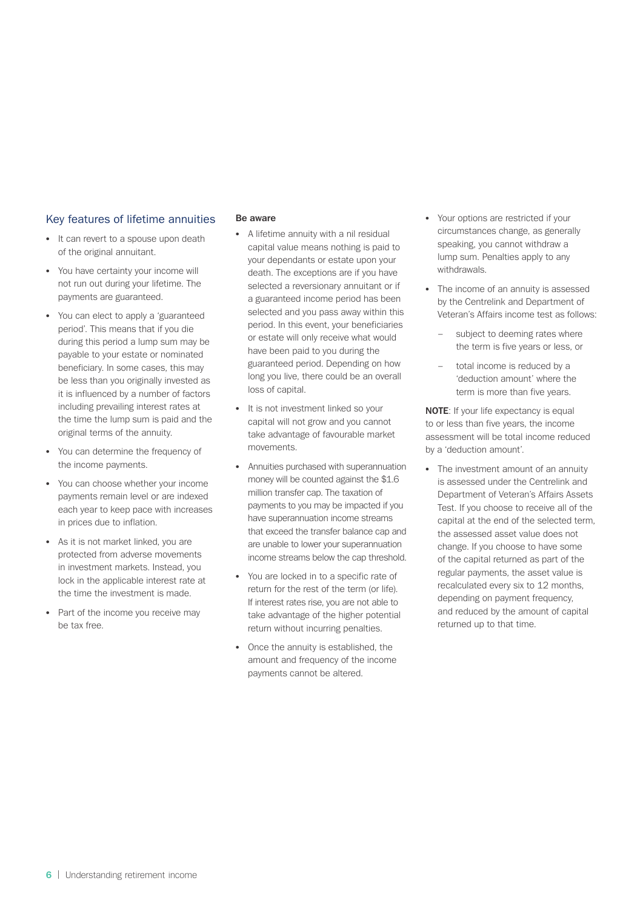## Key features of lifetime annuities

- It can revert to a spouse upon death of the original annuitant.
- You have certainty your income will not run out during your lifetime. The payments are guaranteed.
- You can elect to apply a 'guaranteed period'. This means that if you die during this period a lump sum may be payable to your estate or nominated beneficiary. In some cases, this may be less than you originally invested as it is influenced by a number of factors including prevailing interest rates at the time the lump sum is paid and the original terms of the annuity.
- You can determine the frequency of the income payments.
- You can choose whether your income payments remain level or are indexed each year to keep pace with increases in prices due to inflation.
- As it is not market linked, you are protected from adverse movements in investment markets. Instead, you lock in the applicable interest rate at the time the investment is made.
- Part of the income you receive may be tax free.

**Be aware**

- A lifetime annuity with a nil residual capital value means nothing is paid to your dependants or estate upon your death. The exceptions are if you have selected a reversionary annuitant or if a guaranteed income period has been selected and you pass away within this period. In this event, your beneficiaries or estate will only receive what would have been paid to you during the guaranteed period. Depending on how long you live, there could be an overall loss of capital.
- It is not investment linked so your capital will not grow and you cannot take advantage of favourable market movements.
- Annuities purchased with superannuation money will be counted against the $1.6 million transfer cap. The taxation of payments to you may be impacted if you have superannuation income streams that exceed the transfer balance cap and are unable to lower your superannuation income streams below the cap threshold.
- You are locked in to a specific rate of return for the rest of the term (or life). If interest rates rise, you are not able to take advantage of the higher potential return without incurring penalties.
- Once the annuity is established, the amount and frequency of the income payments cannot be altered.
- Your options are restricted if your circumstances change, as generally speaking, you cannot withdraw a lump sum. Penalties apply to any withdrawals.
- The income of an annuity is assessed by the Centrelink and Department of Veteran's Affairs income test as follows:
  - subject to deeming rates where the term is five years or less, or
  - total income is reduced by a 'deduction amount' where the term is more than five years.

**NOTE**: If your life expectancy is equal to or less than five years, the income assessment will be total income reduced by a 'deduction amount'.

- The investment amount of an annuity is assessed under the Centrelink and Department of Veteran's Affairs Assets Test. If you choose to receive all of the capital at the end of the selected term, the assessed asset value does not change. If you choose to have some of the capital returned as part of the regular payments, the asset value is recalculated every six to 12 months, depending on payment frequency, and reduced by the amount of capital returned up to that time.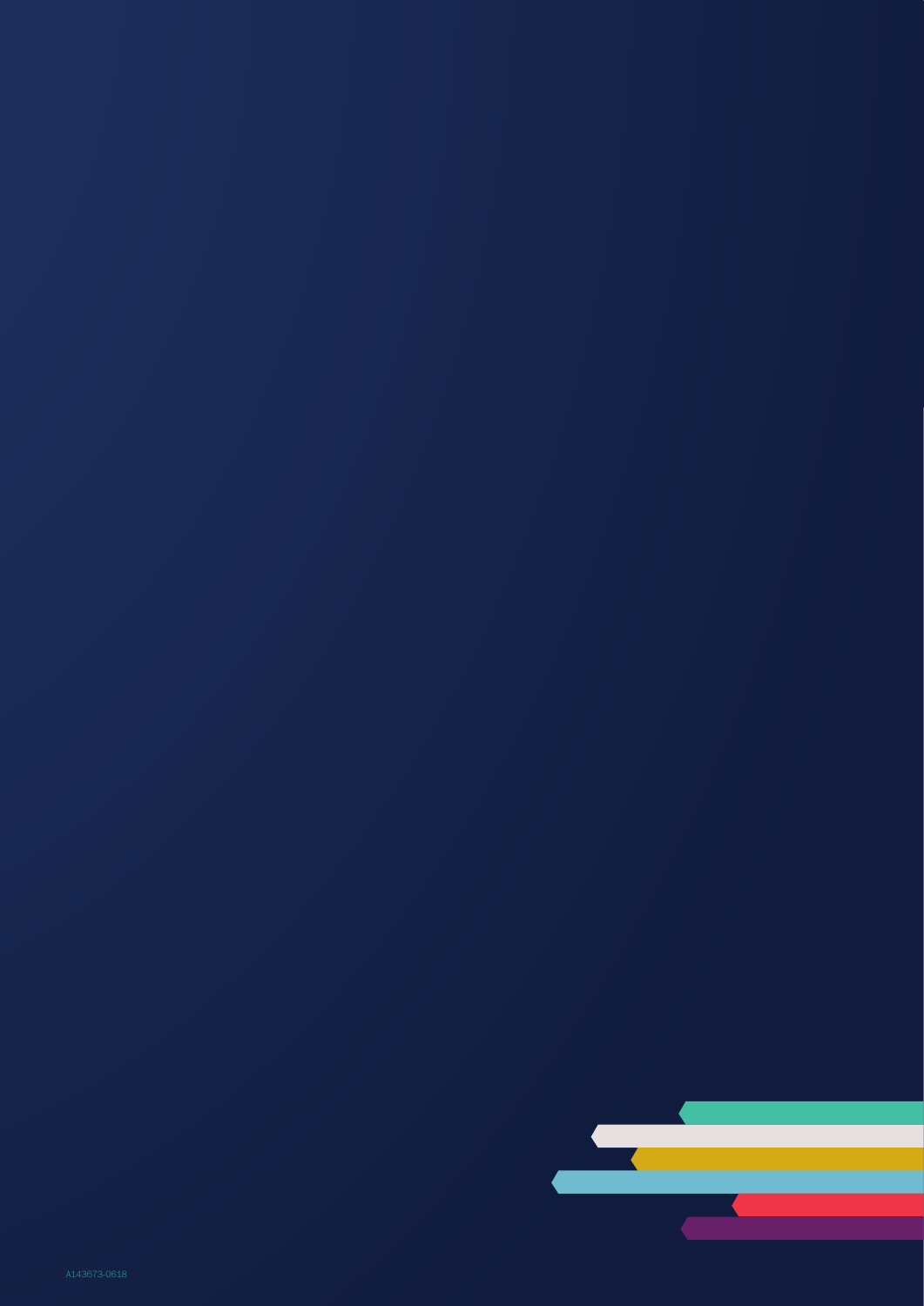A143673-0618